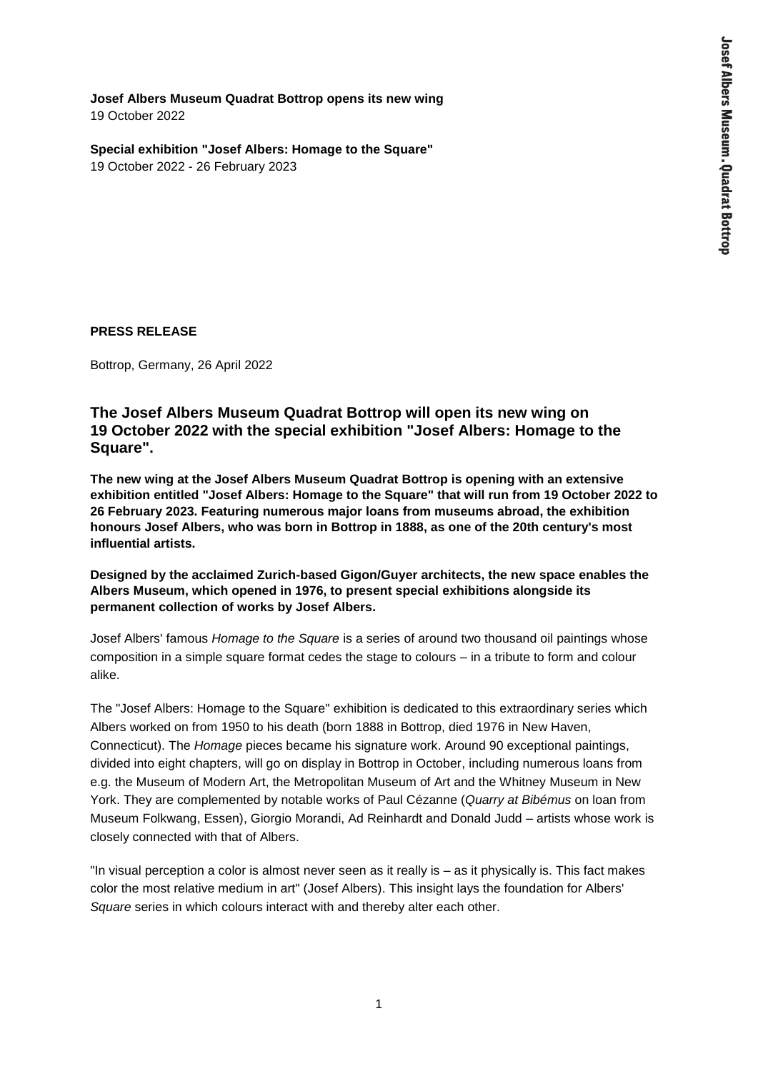**Josef Albers Museum Quadrat Bottrop opens its new wing**
19 October 2022

**Special exhibition "Josef Albers: Homage to the Square"**
19 October 2022 - 26 February 2023

**PRESS RELEASE**

Bottrop, Germany, 26 April 2022

## The Josef Albers Museum Quadrat Bottrop will open its new wing on 19 October 2022 with the special exhibition "Josef Albers: Homage to the Square".

**The new wing at the Josef Albers Museum Quadrat Bottrop is opening with an extensive exhibition entitled "Josef Albers: Homage to the Square" that will run from 19 October 2022 to 26 February 2023. Featuring numerous major loans from museums abroad, the exhibition honours Josef Albers, who was born in Bottrop in 1888, as one of the 20th century's most influential artists.**

**Designed by the acclaimed Zurich-based Gigon/Guyer architects, the new space enables the Albers Museum, which opened in 1976, to present special exhibitions alongside its permanent collection of works by Josef Albers.**

Josef Albers' famous *Homage to the Square* is a series of around two thousand oil paintings whose composition in a simple square format cedes the stage to colours – in a tribute to form and colour alike.

The "Josef Albers: Homage to the Square" exhibition is dedicated to this extraordinary series which Albers worked on from 1950 to his death (born 1888 in Bottrop, died 1976 in New Haven, Connecticut). The *Homage* pieces became his signature work. Around 90 exceptional paintings, divided into eight chapters, will go on display in Bottrop in October, including numerous loans from e.g. the Museum of Modern Art, the Metropolitan Museum of Art and the Whitney Museum in New York. They are complemented by notable works of Paul Cézanne (*Quarry at Bibémus* on loan from Museum Folkwang, Essen), Giorgio Morandi, Ad Reinhardt and Donald Judd – artists whose work is closely connected with that of Albers.

"In visual perception a color is almost never seen as it really is – as it physically is. This fact makes color the most relative medium in art" (Josef Albers). This insight lays the foundation for Albers' *Square* series in which colours interact with and thereby alter each other.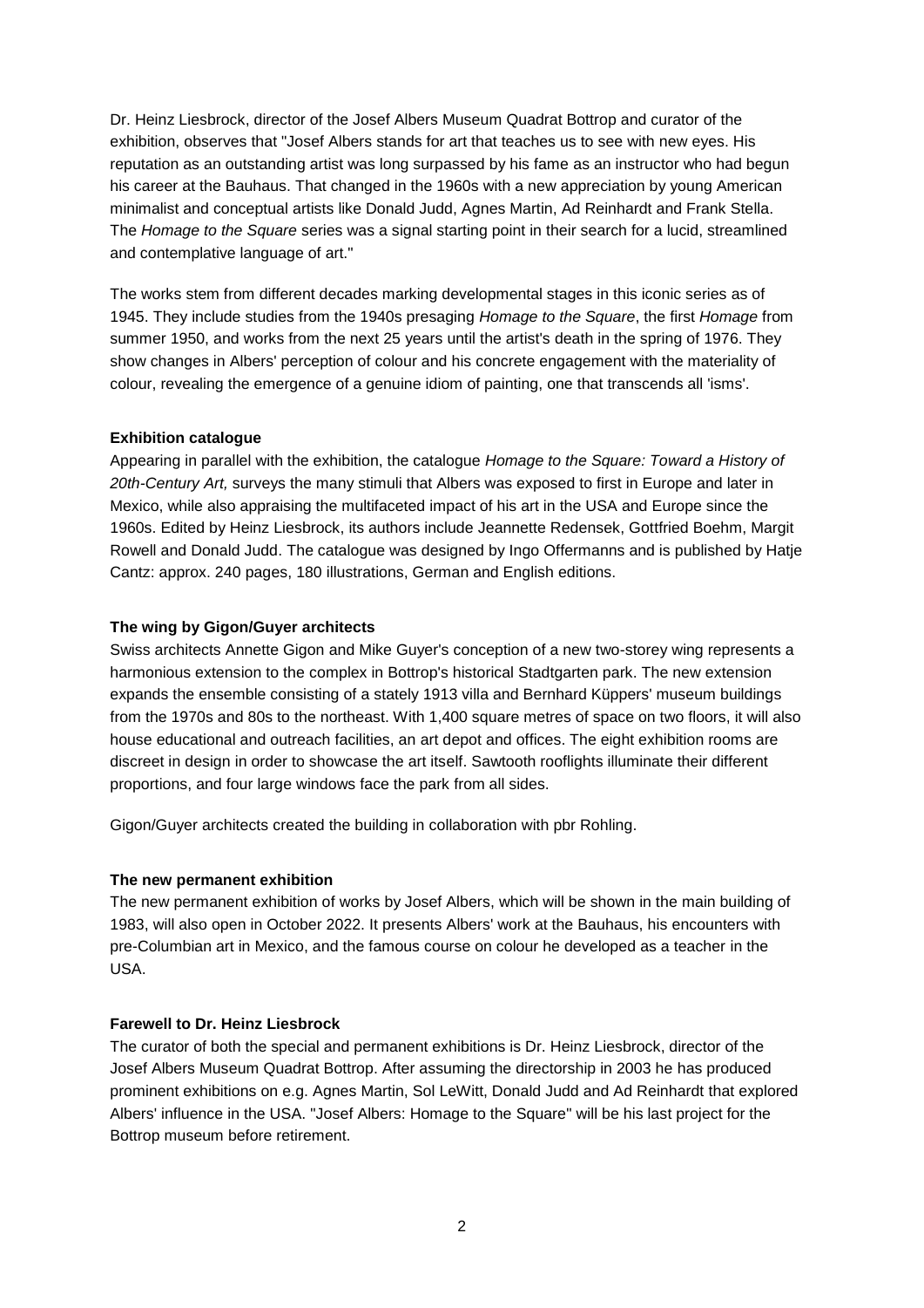Dr. Heinz Liesbrock, director of the Josef Albers Museum Quadrat Bottrop and curator of the exhibition, observes that "Josef Albers stands for art that teaches us to see with new eyes. His reputation as an outstanding artist was long surpassed by his fame as an instructor who had begun his career at the Bauhaus. That changed in the 1960s with a new appreciation by young American minimalist and conceptual artists like Donald Judd, Agnes Martin, Ad Reinhardt and Frank Stella. The *Homage to the Square* series was a signal starting point in their search for a lucid, streamlined and contemplative language of art."

The works stem from different decades marking developmental stages in this iconic series as of 1945. They include studies from the 1940s presaging *Homage to the Square*, the first *Homage* from summer 1950, and works from the next 25 years until the artist's death in the spring of 1976. They show changes in Albers' perception of colour and his concrete engagement with the materiality of colour, revealing the emergence of a genuine idiom of painting, one that transcends all 'isms'.

**Exhibition catalogue**

Appearing in parallel with the exhibition, the catalogue *Homage to the Square: Toward a History of 20th-Century Art,* surveys the many stimuli that Albers was exposed to first in Europe and later in Mexico, while also appraising the multifaceted impact of his art in the USA and Europe since the 1960s. Edited by Heinz Liesbrock, its authors include Jeannette Redensek, Gottfried Boehm, Margit Rowell and Donald Judd. The catalogue was designed by Ingo Offermanns and is published by Hatje Cantz: approx. 240 pages, 180 illustrations, German and English editions.

**The wing by Gigon/Guyer architects**

Swiss architects Annette Gigon and Mike Guyer's conception of a new two-storey wing represents a harmonious extension to the complex in Bottrop's historical Stadtgarten park. The new extension expands the ensemble consisting of a stately 1913 villa and Bernhard Küppers' museum buildings from the 1970s and 80s to the northeast. With 1,400 square metres of space on two floors, it will also house educational and outreach facilities, an art depot and offices. The eight exhibition rooms are discreet in design in order to showcase the art itself. Sawtooth rooflights illuminate their different proportions, and four large windows face the park from all sides.

Gigon/Guyer architects created the building in collaboration with pbr Rohling.

**The new permanent exhibition**

The new permanent exhibition of works by Josef Albers, which will be shown in the main building of 1983, will also open in October 2022. It presents Albers' work at the Bauhaus, his encounters with pre-Columbian art in Mexico, and the famous course on colour he developed as a teacher in the USA.

**Farewell to Dr. Heinz Liesbrock**

The curator of both the special and permanent exhibitions is Dr. Heinz Liesbrock, director of the Josef Albers Museum Quadrat Bottrop. After assuming the directorship in 2003 he has produced prominent exhibitions on e.g. Agnes Martin, Sol LeWitt, Donald Judd and Ad Reinhardt that explored Albers' influence in the USA. "Josef Albers: Homage to the Square" will be his last project for the Bottrop museum before retirement.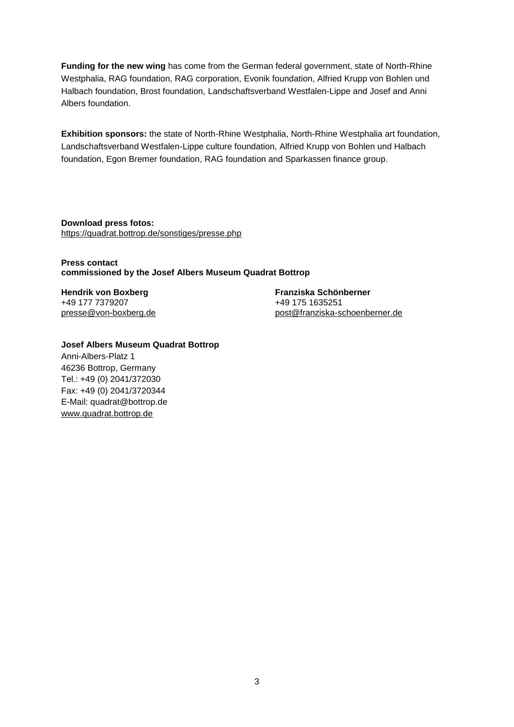**Funding for the new wing** has come from the German federal government, state of North-Rhine Westphalia, RAG foundation, RAG corporation, Evonik foundation, Alfried Krupp von Bohlen und Halbach foundation, Brost foundation, Landschaftsverband Westfalen-Lippe and Josef and Anni Albers foundation.

**Exhibition sponsors:** the state of North-Rhine Westphalia, North-Rhine Westphalia art foundation, Landschaftsverband Westfalen-Lippe culture foundation, Alfried Krupp von Bohlen und Halbach foundation, Egon Bremer foundation, RAG foundation and Sparkassen finance group.

**Download press fotos:**
https://quadrat.bottrop.de/sonstiges/presse.php

**Press contact**
**commissioned by the Josef Albers Museum Quadrat Bottrop**

**Hendrik von Boxberg**
+49 177 7379207
presse@von-boxberg.de

**Franziska Schönberner**
+49 175 1635251
post@franziska-schoenberner.de

**Josef Albers Museum Quadrat Bottrop**
Anni-Albers-Platz 1
46236 Bottrop, Germany
Tel.: +49 (0) 2041/372030
Fax: +49 (0) 2041/3720344
E-Mail: quadrat@bottrop.de
www.quadrat.bottrop.de